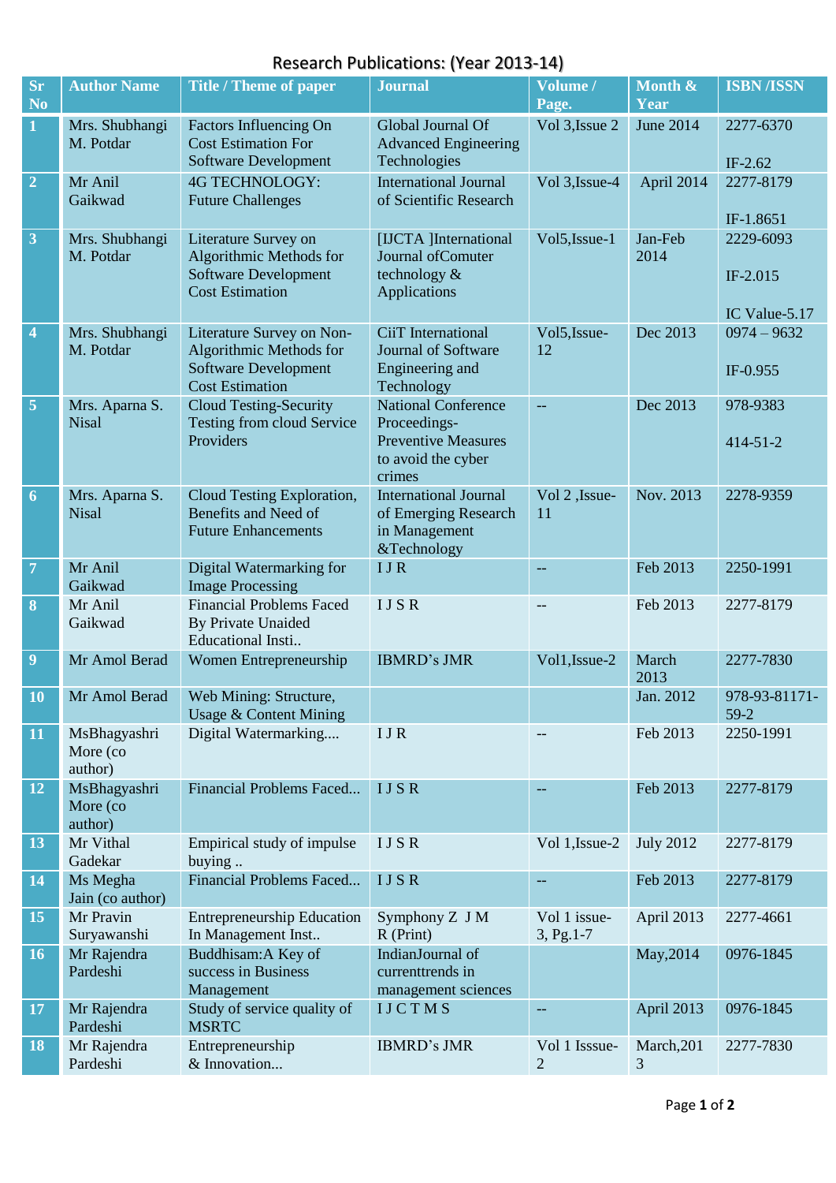# Research Publications: (Year 2013-14)

| Sr No | Author Name | Title / Theme of paper | Journal | Volume / Page. | Month & Year | ISBN /ISSN |
|---|---|---|---|---|---|---|
| 1 | Mrs. Shubhangi M. Potdar | Factors Influencing On Cost Estimation For Software Development | Global Journal Of Advanced Engineering Technologies | Vol 3,Issue 2 | June 2014 | 2277-6370<br><br>IF-2.62 |
| 2 | Mr Anil Gaikwad | 4G TECHNOLOGY: Future Challenges | International Journal of Scientific Research | Vol 3,Issue-4 | April 2014 | 2277-8179<br><br>IF-1.8651 |
| 3 | Mrs. Shubhangi M. Potdar | Literature Survey on Algorithmic Methods for Software Development Cost Estimation | [IJCTA ]International Journal ofComuter technology & Applications | Vol5,Issue-1 | Jan-Feb 2014 | 2229-6093<br><br>IF-2.015<br><br>IC Value-5.17 |
| 4 | Mrs. Shubhangi M. Potdar | Literature Survey on Non-Algorithmic Methods for Software Development Cost Estimation | CiiT International Journal of Software Engineering and Technology | Vol5,Issue-12 | Dec 2013 | 0974 – 9632<br><br>IF-0.955 |
| 5 | Mrs. Aparna S. Nisal | Cloud Testing-Security Testing from cloud Service Providers | National Conference Proceedings-Preventive Measures to avoid the cyber crimes | -- | Dec 2013 | 978-9383<br><br>414-51-2 |
| 6 | Mrs. Aparna S. Nisal | Cloud Testing Exploration, Benefits and Need of Future Enhancements | International Journal of Emerging Research in Management &Technology | Vol 2 ,Issue-11 | Nov. 2013 | 2278-9359 |
| 7 | Mr Anil Gaikwad | Digital Watermarking for Image Processing | I J R | -- | Feb 2013 | 2250-1991 |
| 8 | Mr Anil Gaikwad | Financial Problems Faced By Private Unaided Educational Insti.. | I J S R | -- | Feb 2013 | 2277-8179 |
| 9 | Mr Amol Berad | Women Entrepreneurship | IBMRD's JMR | Vol1,Issue-2 | March 2013 | 2277-7830 |
| 10 | Mr Amol Berad | Web Mining: Structure, Usage & Content Mining | | | Jan. 2012 | 978-93-81171-59-2 |
| 11 | MsBhagyashri More (co author) | Digital Watermarking.... | I J R | -- | Feb 2013 | 2250-1991 |
| 12 | MsBhagyashri More (co author) | Financial Problems Faced... | I J S R | -- | Feb 2013 | 2277-8179 |
| 13 | Mr Vithal Gadekar | Empirical study of impulse buying .. | I J S R | Vol 1,Issue-2 | July 2012 | 2277-8179 |
| 14 | Ms Megha Jain (co author) | Financial Problems Faced... | I J S R | -- | Feb 2013 | 2277-8179 |
| 15 | Mr Pravin Suryawanshi | Entrepreneurship Education In Management Inst.. | Symphony Z J M R (Print) | Vol 1 issue-3, Pg.1-7 | April 2013 | 2277-4661 |
| 16 | Mr Rajendra Pardeshi | Buddhisam:A Key of success in Business Management | IndianJournal of currenttrends in management sciences | | May,2014 | 0976-1845 |
| 17 | Mr Rajendra Pardeshi | Study of service quality of MSRTC | I J C T M S | -- | April 2013 | 0976-1845 |
| 18 | Mr Rajendra Pardeshi | Entrepreneurship & Innovation... | IBMRD's JMR | Vol 1 Isssue-2 | March,2013 | 2277-7830 |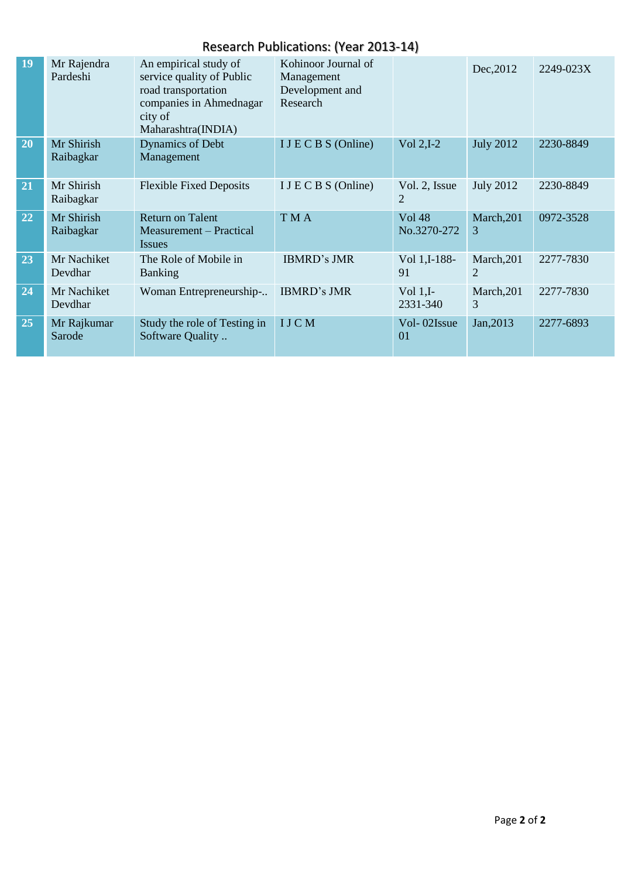## Research Publications: (Year 2013-14)

| | | | | | | |
|---|---|---|---|---|---|---|
| 19 | Mr Rajendra Pardeshi | An empirical study of service quality of Public road transportation companies in Ahmednagar city of Maharashtra(INDIA) | Kohinoor Journal of Management Development and Research | | Dec,2012 | 2249-023X |
| 20 | Mr Shirish Raibagkar | Dynamics of Debt Management | I J E C B S (Online) | Vol 2,I-2 | July 2012 | 2230-8849 |
| 21 | Mr Shirish Raibagkar | Flexible Fixed Deposits | I J E C B S (Online) | Vol. 2, Issue 2 | July 2012 | 2230-8849 |
| 22 | Mr Shirish Raibagkar | Return on Talent Measurement – Practical Issues | T M A | Vol 48 No.3270-272 | March,2013 | 0972-3528 |
| 23 | Mr Nachiket Devdhar | The Role of Mobile in Banking | IBMRD's JMR | Vol 1,I-188-91 | March,2012 | 2277-7830 |
| 24 | Mr Nachiket Devdhar | Woman Entrepreneurship-.. | IBMRD's JMR | Vol 1,I-2331-340 | March,2013 | 2277-7830 |
| 25 | Mr Rajkumar Sarode | Study the role of Testing in Software Quality .. | I J C M | Vol- 02Issue 01 | Jan,2013 | 2277-6893 |